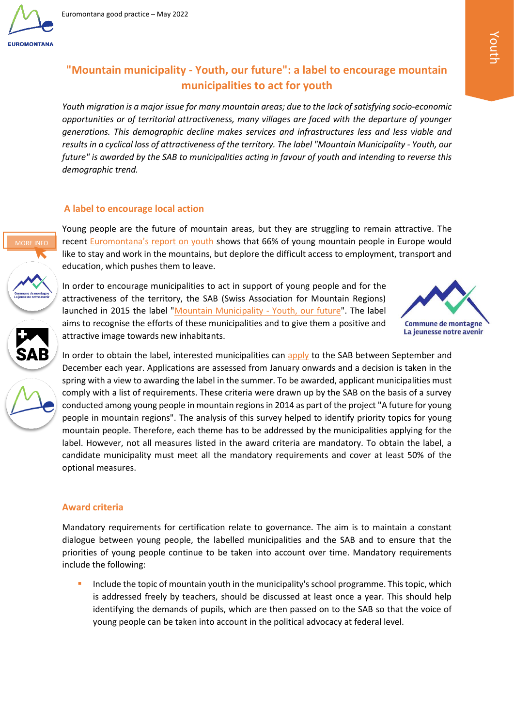# "Mountain municipality - Youth, our future": a label to encourage mountain municipalities to act for youth

*Youth migration is a major issue for many mountain areas; due to the lack of satisfying socio-economic opportunities or of territorial attractiveness, many villages are faced with the departure of younger generations. This demographic decline makes services and infrastructures less and less viable and results in a cyclical loss of attractiveness of the territory. The label "Mountain Municipality - Youth, our future" is awarded by the SAB to municipalities acting in favour of youth and intending to reverse this demographic trend.*

## A label to encourage local action

MORE INFO

Young people are the future of mountain areas, but they are struggling to remain attractive. The recent Euromontana's report on youth shows that 66% of young mountain people in Europe would like to stay and work in the mountains, but deplore the difficult access to employment, transport and education, which pushes them to leave.

In order to encourage municipalities to act in support of young people and for the attractiveness of the territory, the SAB (Swiss Association for Mountain Regions) launched in 2015 the label "Mountain Municipality - Youth, our future". The label aims to recognise the efforts of these municipalities and to give them a positive and attractive image towards new inhabitants.

In order to obtain the label, interested municipalities can apply to the SAB between September and December each year. Applications are assessed from January onwards and a decision is taken in the spring with a view to awarding the label in the summer. To be awarded, applicant municipalities must comply with a list of requirements. These criteria were drawn up by the SAB on the basis of a survey conducted among young people in mountain regions in 2014 as part of the project "A future for young people in mountain regions". The analysis of this survey helped to identify priority topics for young mountain people. Therefore, each theme has to be addressed by the municipalities applying for the label. However, not all measures listed in the award criteria are mandatory. To obtain the label, a candidate municipality must meet all the mandatory requirements and cover at least 50% of the optional measures.

## Award criteria

Mandatory requirements for certification relate to governance. The aim is to maintain a constant dialogue between young people, the labelled municipalities and the SAB and to ensure that the priorities of young people continue to be taken into account over time. Mandatory requirements include the following:

- Include the topic of mountain youth in the municipality's school programme. This topic, which is addressed freely by teachers, should be discussed at least once a year. This should help identifying the demands of pupils, which are then passed on to the SAB so that the voice of young people can be taken into account in the political advocacy at federal level.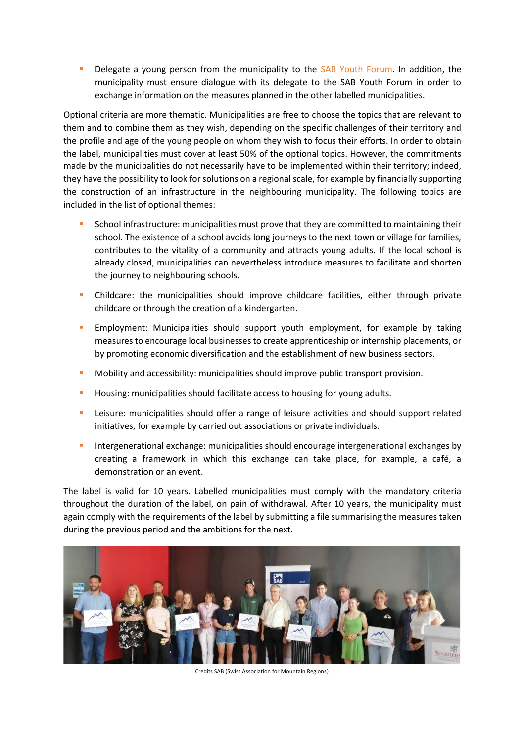- Delegate a young person from the municipality to the [SAB Youth Forum](). In addition, the municipality must ensure dialogue with its delegate to the SAB Youth Forum in order to exchange information on the measures planned in the other labelled municipalities.

Optional criteria are more thematic. Municipalities are free to choose the topics that are relevant to them and to combine them as they wish, depending on the specific challenges of their territory and the profile and age of the young people on whom they wish to focus their efforts. In order to obtain the label, municipalities must cover at least 50% of the optional topics. However, the commitments made by the municipalities do not necessarily have to be implemented within their territory; indeed, they have the possibility to look for solutions on a regional scale, for example by financially supporting the construction of an infrastructure in the neighbouring municipality. The following topics are included in the list of optional themes:

- School infrastructure: municipalities must prove that they are committed to maintaining their school. The existence of a school avoids long journeys to the next town or village for families, contributes to the vitality of a community and attracts young adults. If the local school is already closed, municipalities can nevertheless introduce measures to facilitate and shorten the journey to neighbouring schools.
- Childcare: the municipalities should improve childcare facilities, either through private childcare or through the creation of a kindergarten.
- Employment: Municipalities should support youth employment, for example by taking measures to encourage local businesses to create apprenticeship or internship placements, or by promoting economic diversification and the establishment of new business sectors.
- Mobility and accessibility: municipalities should improve public transport provision.
- Housing: municipalities should facilitate access to housing for young adults.
- Leisure: municipalities should offer a range of leisure activities and should support related initiatives, for example by carried out associations or private individuals.
- Intergenerational exchange: municipalities should encourage intergenerational exchanges by creating a framework in which this exchange can take place, for example, a café, a demonstration or an event.

The label is valid for 10 years. Labelled municipalities must comply with the mandatory criteria throughout the duration of the label, on pain of withdrawal. After 10 years, the municipality must again comply with the requirements of the label by submitting a file summarising the measures taken during the previous period and the ambitions for the next.

Credits SAB (Swiss Association for Mountain Regions)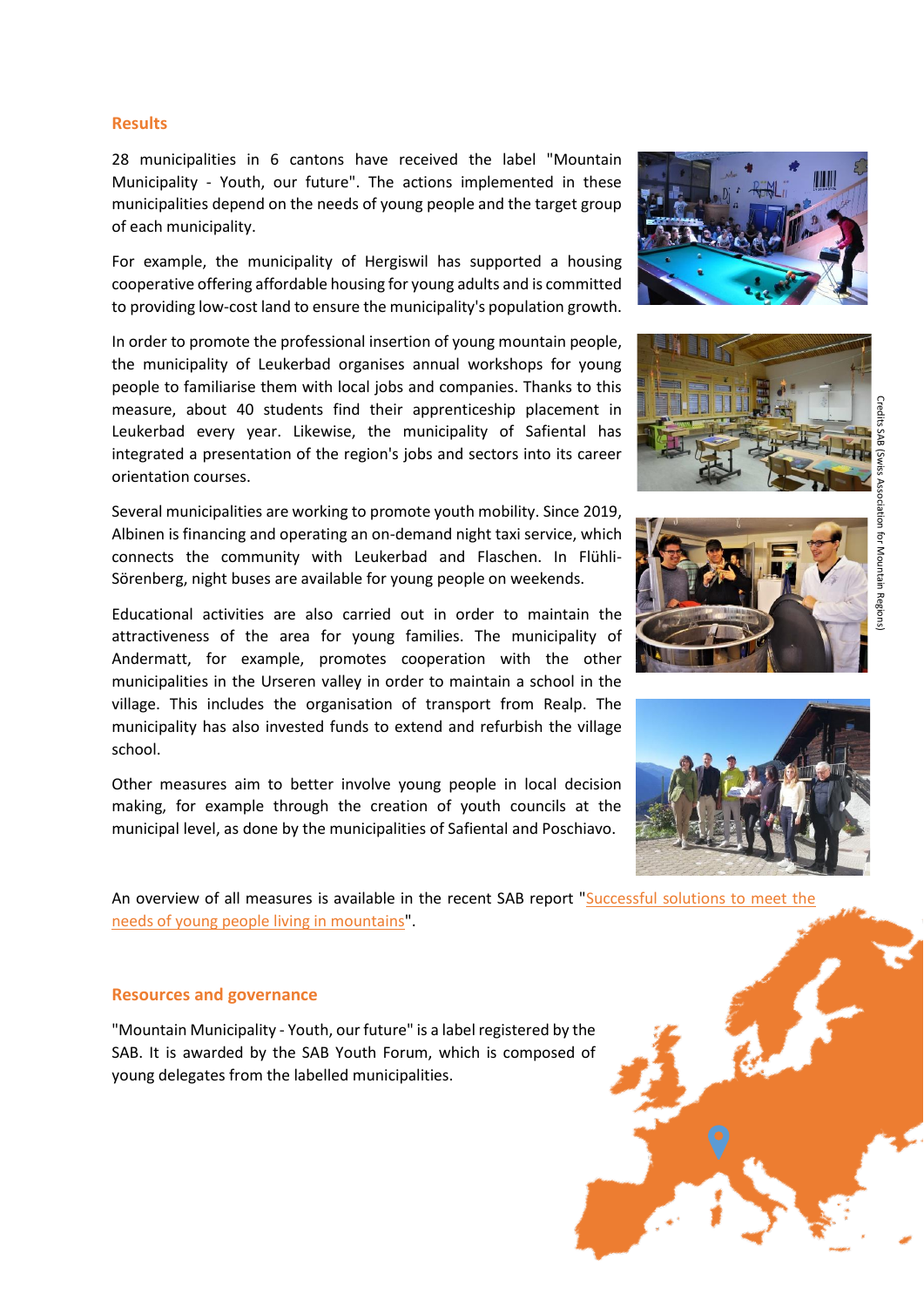## Results

28 municipalities in 6 cantons have received the label "Mountain Municipality - Youth, our future". The actions implemented in these municipalities depend on the needs of young people and the target group of each municipality.

For example, the municipality of Hergiswil has supported a housing cooperative offering affordable housing for young adults and is committed to providing low-cost land to ensure the municipality's population growth.

In order to promote the professional insertion of young mountain people, the municipality of Leukerbad organises annual workshops for young people to familiarise them with local jobs and companies. Thanks to this measure, about 40 students find their apprenticeship placement in Leukerbad every year. Likewise, the municipality of Safiental has integrated a presentation of the region's jobs and sectors into its career orientation courses.

Several municipalities are working to promote youth mobility. Since 2019, Albinen is financing and operating an on-demand night taxi service, which connects the community with Leukerbad and Flaschen. In Flühli-Sörenberg, night buses are available for young people on weekends.

Educational activities are also carried out in order to maintain the attractiveness of the area for young families. The municipality of Andermatt, for example, promotes cooperation with the other municipalities in the Urseren valley in order to maintain a school in the village. This includes the organisation of transport from Realp. The municipality has also invested funds to extend and refurbish the village school.

Other measures aim to better involve young people in local decision making, for example through the creation of youth councils at the municipal level, as done by the municipalities of Safiental and Poschiavo.

Credits SAB (Swiss Association for Mountain Regions)

An overview of all measures is available in the recent SAB report "Successful solutions to meet the needs of young people living in mountains".

## Resources and governance

"Mountain Municipality - Youth, our future" is a label registered by the SAB. It is awarded by the SAB Youth Forum, which is composed of young delegates from the labelled municipalities.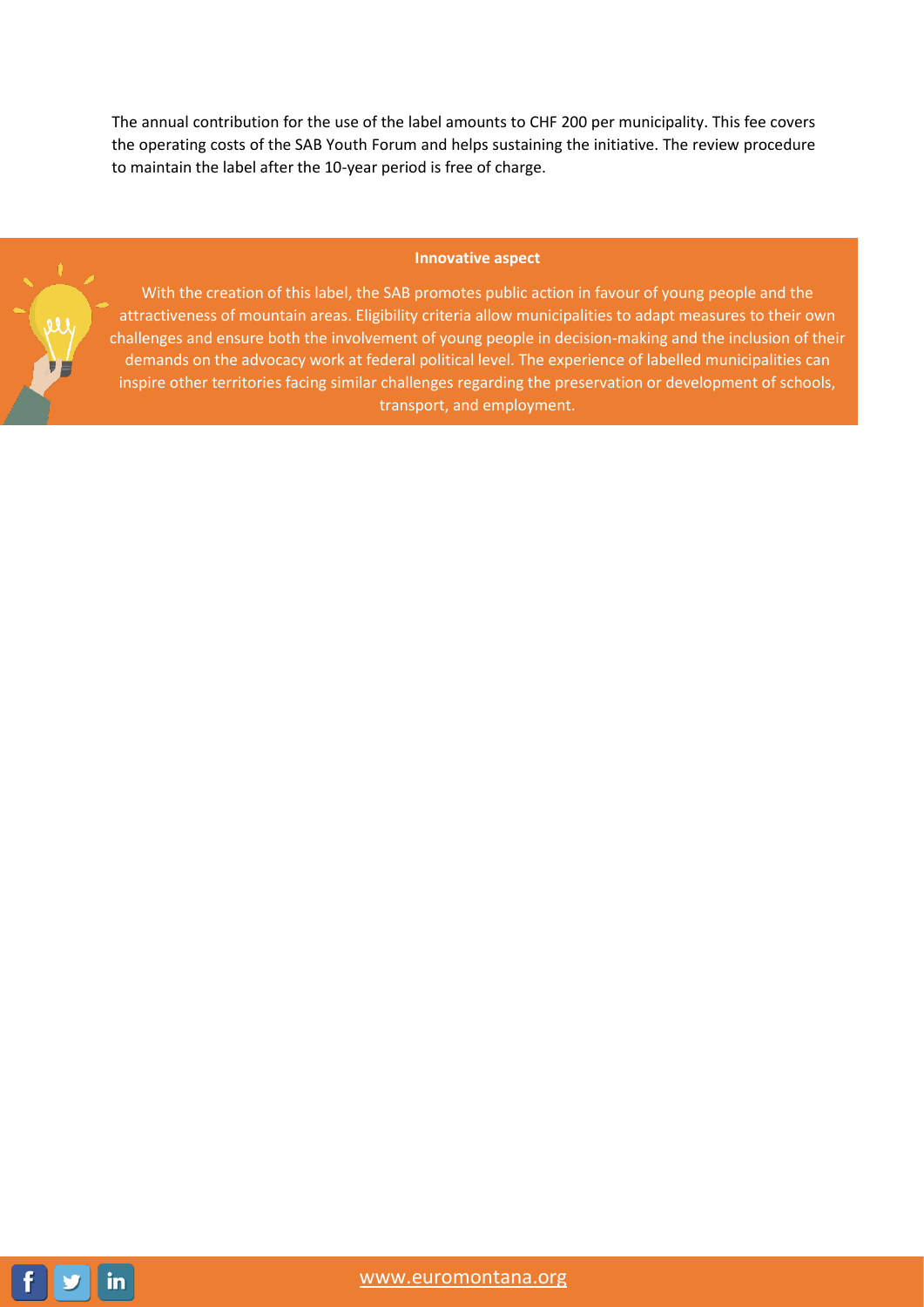The annual contribution for the use of the label amounts to CHF 200 per municipality. This fee covers the operating costs of the SAB Youth Forum and helps sustaining the initiative. The review procedure to maintain the label after the 10-year period is free of charge.

**Innovative aspect**

With the creation of this label, the SAB promotes public action in favour of young people and the attractiveness of mountain areas. Eligibility criteria allow municipalities to adapt measures to their own challenges and ensure both the involvement of young people in decision-making and the inclusion of their demands on the advocacy work at federal political level. The experience of labelled municipalities can inspire other territories facing similar challenges regarding the preservation or development of schools, transport, and employment.

www.euromontana.org